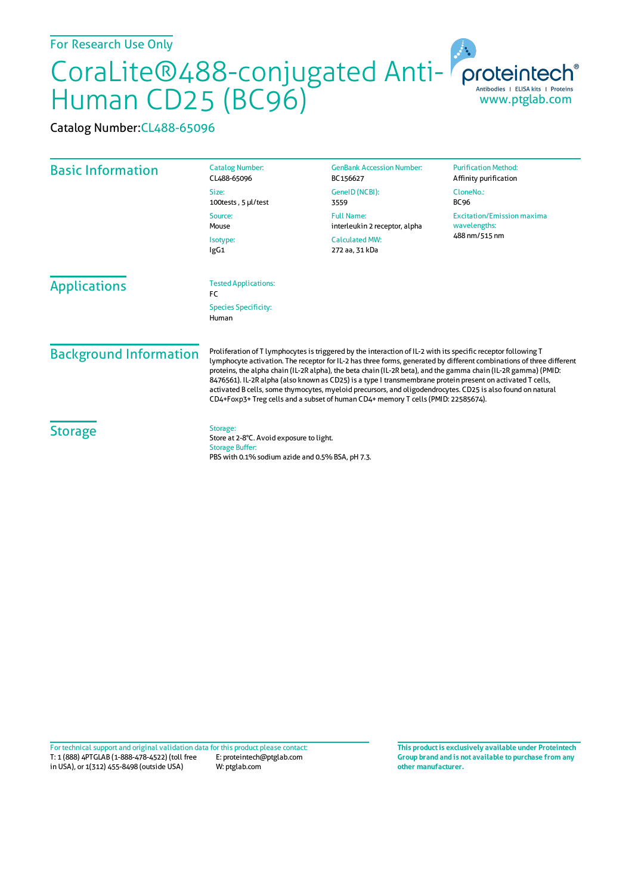For Research Use Only

# CoraLite®488-conjugated Anti-Human CD25 (BC96)

proteintech® Antibodies | ELISA kits | Proteins
www.ptglab.com

Catalog Number: CL488-65096

## Basic Information

Catalog Number:
CL488-65096

Size:
100tests , 5 μl/test

Source:
Mouse

Isotype:
IgG1

GenBank Accession Number:
BC156627

GeneID (NCBI):
3559

Full Name:
interleukin 2 receptor, alpha

Calculated MW:
272 aa, 31 kDa

Purification Method:
Affinity purification

CloneNo.:
BC96

Excitation/Emission maxima wavelengths:
488 nm/515 nm

## Applications

Tested Applications:
FC

Species Specificity:
Human

## Background Information

Proliferation of T lymphocytes is triggered by the interaction of IL-2 with its specific receptor following T lymphocyte activation. The receptor for IL-2 has three forms, generated by different combinations of three different proteins, the alpha chain (IL-2R alpha), the beta chain (IL-2R beta), and the gamma chain (IL-2R gamma) (PMID: 8476561). IL-2R alpha (also known as CD25) is a type I transmembrane protein present on activated T cells, activated B cells, some thymocytes, myeloid precursors, and oligodendrocytes. CD25 is also found on natural CD4+Foxp3+ Treg cells and a subset of human CD4+ memory T cells (PMID: 22585674).

## Storage

Storage:
Store at 2-8°C. Avoid exposure to light.

Storage Buffer:
PBS with 0.1% sodium azide and 0.5% BSA, pH 7.3.

For technical support and original validation data for this product please contact:
T: 1 (888) 4PTGLAB (1-888-478-4522) (toll free in USA), or 1(312) 455-8498 (outside USA)
E: proteintech@ptglab.com
W: ptglab.com

**This product is exclusively available under Proteintech Group brand and is not available to purchase from any other manufacturer.**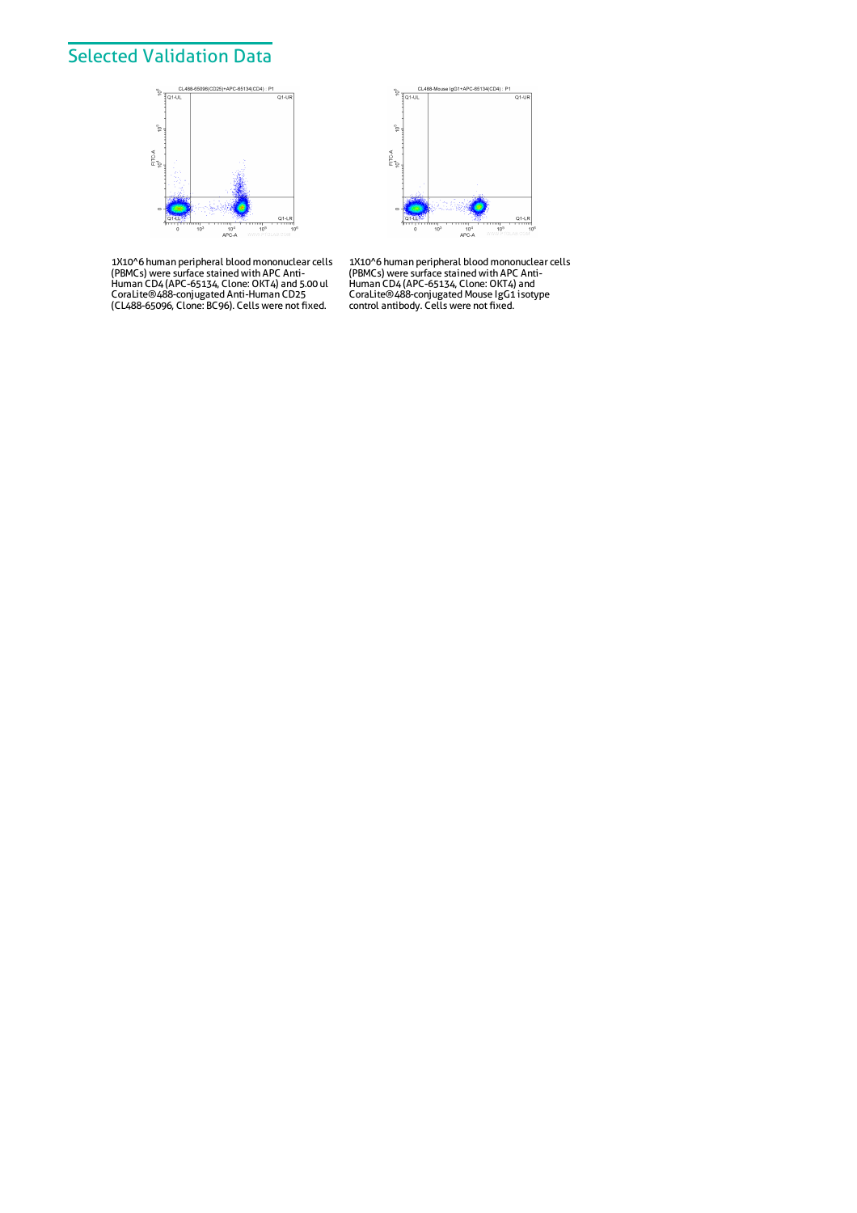## Selected Validation Data

CL488-65096(CD25)+APC-65134(CD4) : P1

Q1-UL

Q1-UR

Q1-LL

Q1-LR

FITC-A

APC-A

1X10^6 human peripheral blood mononuclear cells (PBMCs) were surface stained with APC Anti-Human CD4 (APC-65134, Clone: OKT4) and 5.00 ul CoraLite®488-conjugated Anti-Human CD25 (CL488-65096, Clone: BC96). Cells were not fixed.

CL488-Mouse IgG1+APC-65134(CD4) : P1

Q1-UL

Q1-UR

Q1-LL

Q1-LR

FITC-A

APC-A

1X10^6 human peripheral blood mononuclear cells (PBMCs) were surface stained with APC Anti-Human CD4 (APC-65134, Clone: OKT4) and CoraLite®488-conjugated Mouse IgG1 isotype control antibody. Cells were not fixed.